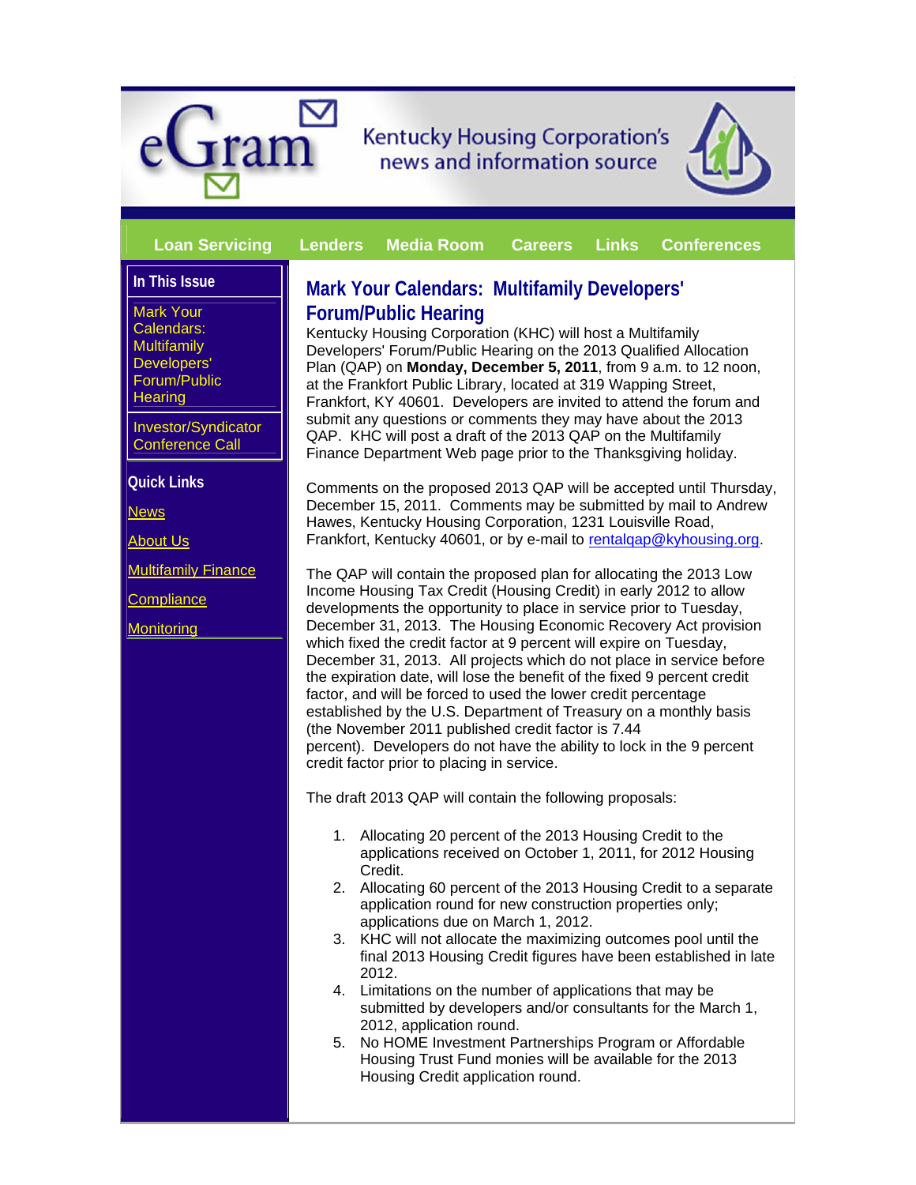eGram

Kentucky Housing Corporation's news and information source

Loan Servicing | Lenders | Media Room | Careers | Links | Conferences

**In This Issue**

Mark Your Calendars: Multifamily Developers' Forum/Public Hearing

Investor/Syndicator Conference Call

**Quick Links**

News

About Us

Multifamily Finance

Compliance

Monitoring

## Mark Your Calendars: Multifamily Developers' Forum/Public Hearing

Kentucky Housing Corporation (KHC) will host a Multifamily Developers' Forum/Public Hearing on the 2013 Qualified Allocation Plan (QAP) on **Monday, December 5, 2011**, from 9 a.m. to 12 noon, at the Frankfort Public Library, located at 319 Wapping Street, Frankfort, KY 40601. Developers are invited to attend the forum and submit any questions or comments they may have about the 2013 QAP. KHC will post a draft of the 2013 QAP on the Multifamily Finance Department Web page prior to the Thanksgiving holiday.

Comments on the proposed 2013 QAP will be accepted until Thursday, December 15, 2011. Comments may be submitted by mail to Andrew Hawes, Kentucky Housing Corporation, 1231 Louisville Road, Frankfort, Kentucky 40601, or by e-mail to rentalqap@kyhousing.org.

The QAP will contain the proposed plan for allocating the 2013 Low Income Housing Tax Credit (Housing Credit) in early 2012 to allow developments the opportunity to place in service prior to Tuesday, December 31, 2013. The Housing Economic Recovery Act provision which fixed the credit factor at 9 percent will expire on Tuesday, December 31, 2013. All projects which do not place in service before the expiration date, will lose the benefit of the fixed 9 percent credit factor, and will be forced to used the lower credit percentage established by the U.S. Department of Treasury on a monthly basis (the November 2011 published credit factor is 7.44 percent). Developers do not have the ability to lock in the 9 percent credit factor prior to placing in service.

The draft 2013 QAP will contain the following proposals:

1. Allocating 20 percent of the 2013 Housing Credit to the applications received on October 1, 2011, for 2012 Housing Credit.
2. Allocating 60 percent of the 2013 Housing Credit to a separate application round for new construction properties only; applications due on March 1, 2012.
3. KHC will not allocate the maximizing outcomes pool until the final 2013 Housing Credit figures have been established in late 2012.
4. Limitations on the number of applications that may be submitted by developers and/or consultants for the March 1, 2012, application round.
5. No HOME Investment Partnerships Program or Affordable Housing Trust Fund monies will be available for the 2013 Housing Credit application round.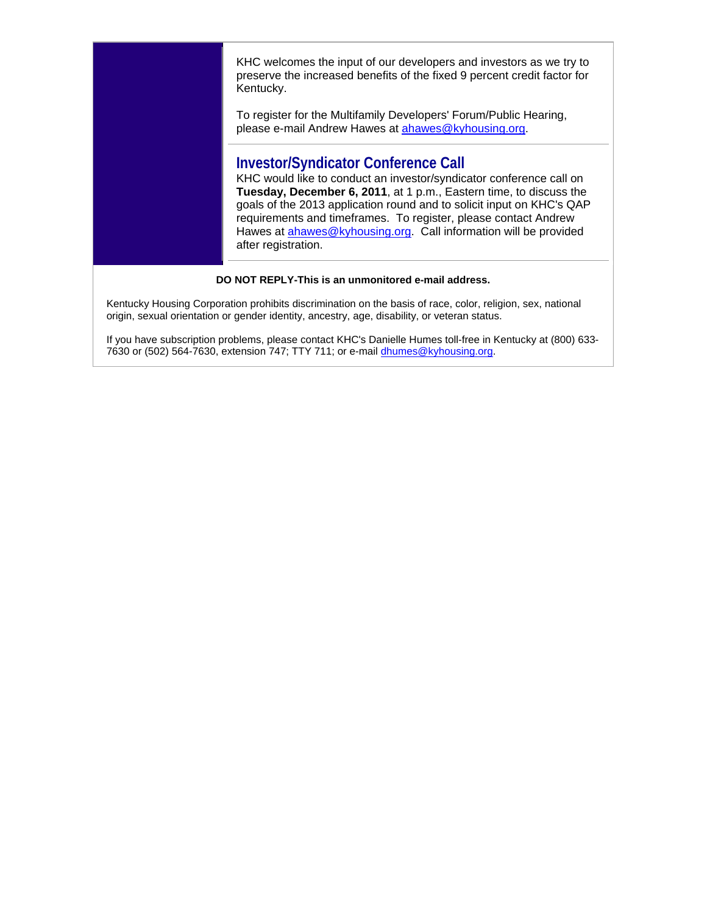KHC welcomes the input of our developers and investors as we try to preserve the increased benefits of the fixed 9 percent credit factor for Kentucky.

To register for the Multifamily Developers' Forum/Public Hearing, please e-mail Andrew Hawes at ahawes@kyhousing.org.

## Investor/Syndicator Conference Call

KHC would like to conduct an investor/syndicator conference call on **Tuesday, December 6, 2011**, at 1 p.m., Eastern time, to discuss the goals of the 2013 application round and to solicit input on KHC's QAP requirements and timeframes. To register, please contact Andrew Hawes at ahawes@kyhousing.org. Call information will be provided after registration.

**DO NOT REPLY-This is an unmonitored e-mail address.**

Kentucky Housing Corporation prohibits discrimination on the basis of race, color, religion, sex, national origin, sexual orientation or gender identity, ancestry, age, disability, or veteran status.

If you have subscription problems, please contact KHC's Danielle Humes toll-free in Kentucky at (800) 633-7630 or (502) 564-7630, extension 747; TTY 711; or e-mail dhumes@kyhousing.org.